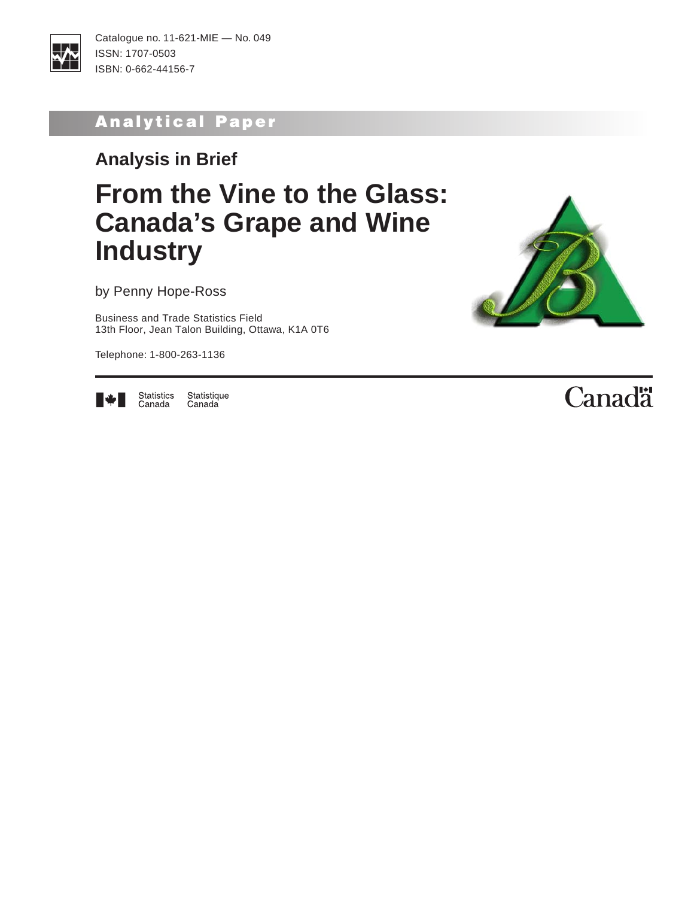Catalogue no. 11-621-MIE — No. 049
ISSN: 1707-0503
ISBN: 0-662-44156-7

**Analytical Paper**

## Analysis in Brief

# From the Vine to the Glass: Canada's Grape and Wine Industry

by Penny Hope-Ross

Business and Trade Statistics Field
13th Floor, Jean Talon Building, Ottawa, K1A 0T6

Telephone: 1-800-263-1136

Statistics Canada Statistique Canada

Canada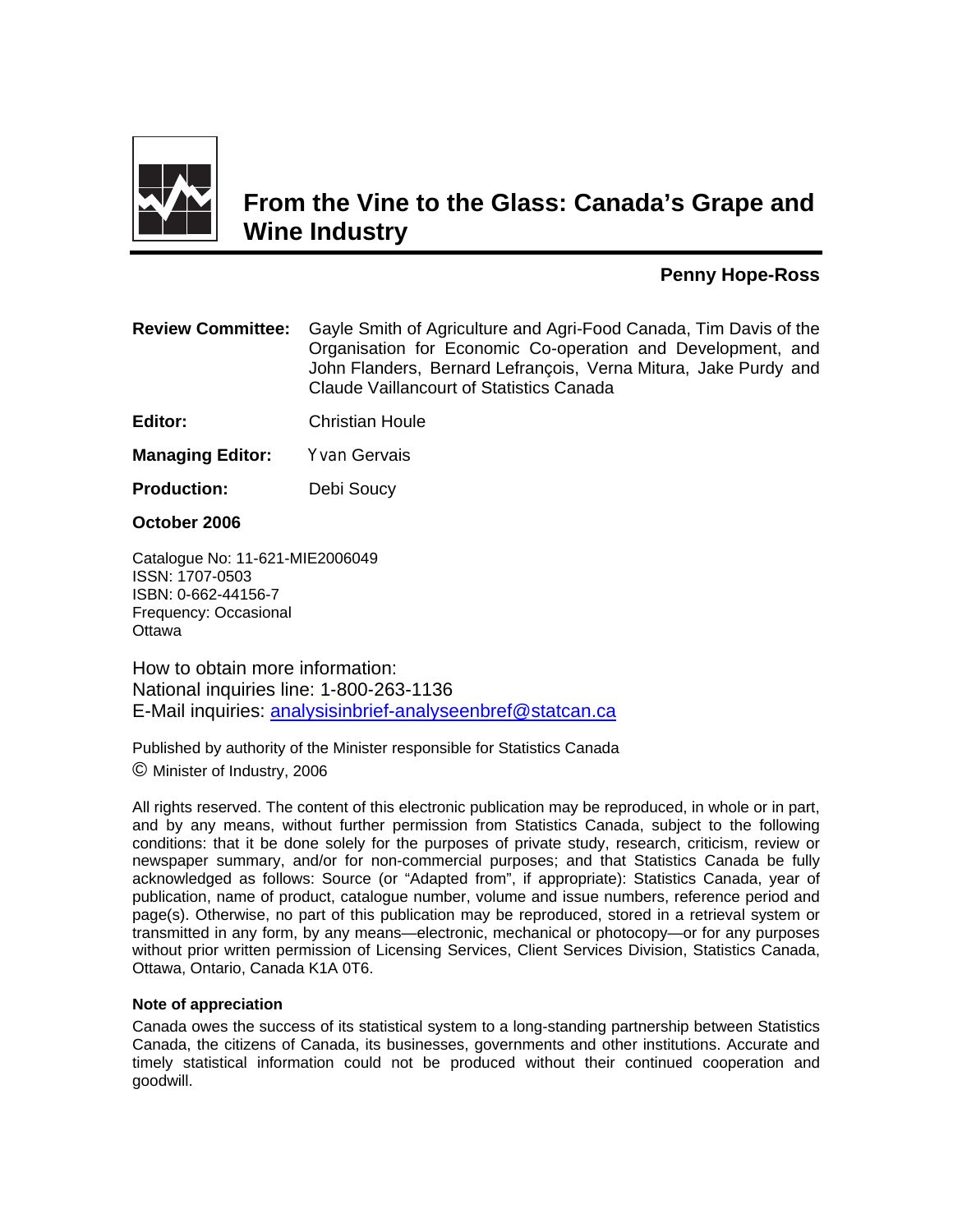# From the Vine to the Glass: Canada's Grape and Wine Industry

**Penny Hope-Ross**

**Review Committee:** Gayle Smith of Agriculture and Agri-Food Canada, Tim Davis of the Organisation for Economic Co-operation and Development, and John Flanders, Bernard Lefrançois, Verna Mitura, Jake Purdy and Claude Vaillancourt of Statistics Canada

**Editor:** Christian Houle

**Managing Editor:** Yvan Gervais

**Production:** Debi Soucy

**October 2006**

Catalogue No: 11-621-MIE2006049
ISSN: 1707-0503
ISBN: 0-662-44156-7
Frequency: Occasional
Ottawa

How to obtain more information:
National inquiries line: 1-800-263-1136
E-Mail inquiries: analysisinbrief-analyseenbref@statcan.ca

Published by authority of the Minister responsible for Statistics Canada
© Minister of Industry, 2006

All rights reserved. The content of this electronic publication may be reproduced, in whole or in part, and by any means, without further permission from Statistics Canada, subject to the following conditions: that it be done solely for the purposes of private study, research, criticism, review or newspaper summary, and/or for non-commercial purposes; and that Statistics Canada be fully acknowledged as follows: Source (or "Adapted from", if appropriate): Statistics Canada, year of publication, name of product, catalogue number, volume and issue numbers, reference period and page(s). Otherwise, no part of this publication may be reproduced, stored in a retrieval system or transmitted in any form, by any means—electronic, mechanical or photocopy—or for any purposes without prior written permission of Licensing Services, Client Services Division, Statistics Canada, Ottawa, Ontario, Canada K1A 0T6.

**Note of appreciation**

Canada owes the success of its statistical system to a long-standing partnership between Statistics Canada, the citizens of Canada, its businesses, governments and other institutions. Accurate and timely statistical information could not be produced without their continued cooperation and goodwill.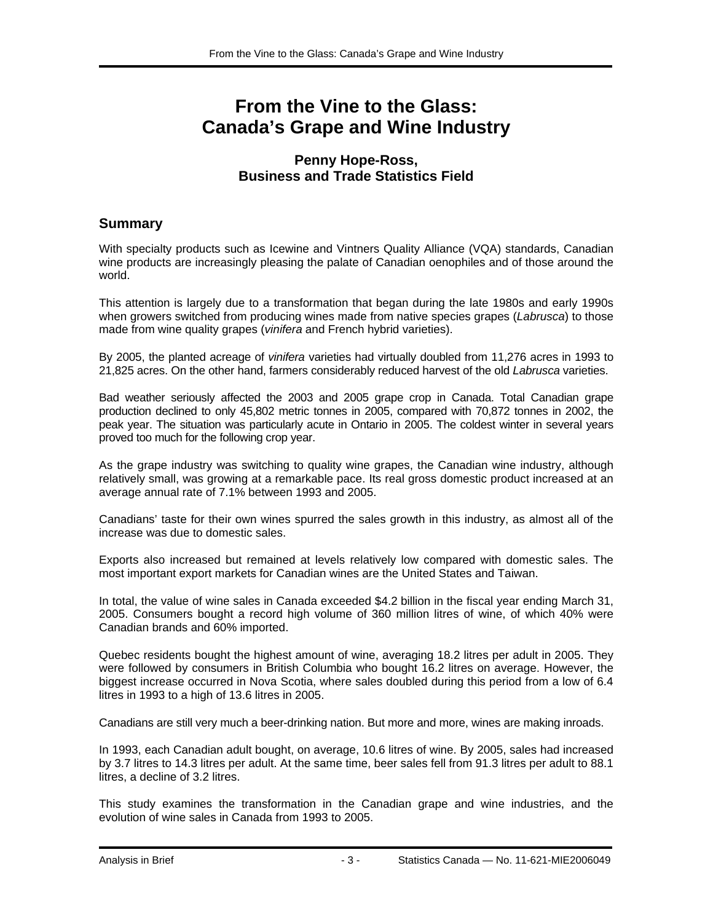# From the Vine to the Glass: Canada's Grape and Wine Industry

### Penny Hope-Ross, Business and Trade Statistics Field

## Summary

With specialty products such as Icewine and Vintners Quality Alliance (VQA) standards, Canadian wine products are increasingly pleasing the palate of Canadian oenophiles and of those around the world.

This attention is largely due to a transformation that began during the late 1980s and early 1990s when growers switched from producing wines made from native species grapes (*Labrusca*) to those made from wine quality grapes (*vinifera* and French hybrid varieties).

By 2005, the planted acreage of *vinifera* varieties had virtually doubled from 11,276 acres in 1993 to 21,825 acres. On the other hand, farmers considerably reduced harvest of the old *Labrusca* varieties.

Bad weather seriously affected the 2003 and 2005 grape crop in Canada. Total Canadian grape production declined to only 45,802 metric tonnes in 2005, compared with 70,872 tonnes in 2002, the peak year. The situation was particularly acute in Ontario in 2005. The coldest winter in several years proved too much for the following crop year.

As the grape industry was switching to quality wine grapes, the Canadian wine industry, although relatively small, was growing at a remarkable pace. Its real gross domestic product increased at an average annual rate of 7.1% between 1993 and 2005.

Canadians' taste for their own wines spurred the sales growth in this industry, as almost all of the increase was due to domestic sales.

Exports also increased but remained at levels relatively low compared with domestic sales. The most important export markets for Canadian wines are the United States and Taiwan.

In total, the value of wine sales in Canada exceeded $4.2 billion in the fiscal year ending March 31, 2005. Consumers bought a record high volume of 360 million litres of wine, of which 40% were Canadian brands and 60% imported.

Quebec residents bought the highest amount of wine, averaging 18.2 litres per adult in 2005. They were followed by consumers in British Columbia who bought 16.2 litres on average. However, the biggest increase occurred in Nova Scotia, where sales doubled during this period from a low of 6.4 litres in 1993 to a high of 13.6 litres in 2005.

Canadians are still very much a beer-drinking nation. But more and more, wines are making inroads.

In 1993, each Canadian adult bought, on average, 10.6 litres of wine. By 2005, sales had increased by 3.7 litres to 14.3 litres per adult. At the same time, beer sales fell from 91.3 litres per adult to 88.1 litres, a decline of 3.2 litres.

This study examines the transformation in the Canadian grape and wine industries, and the evolution of wine sales in Canada from 1993 to 2005.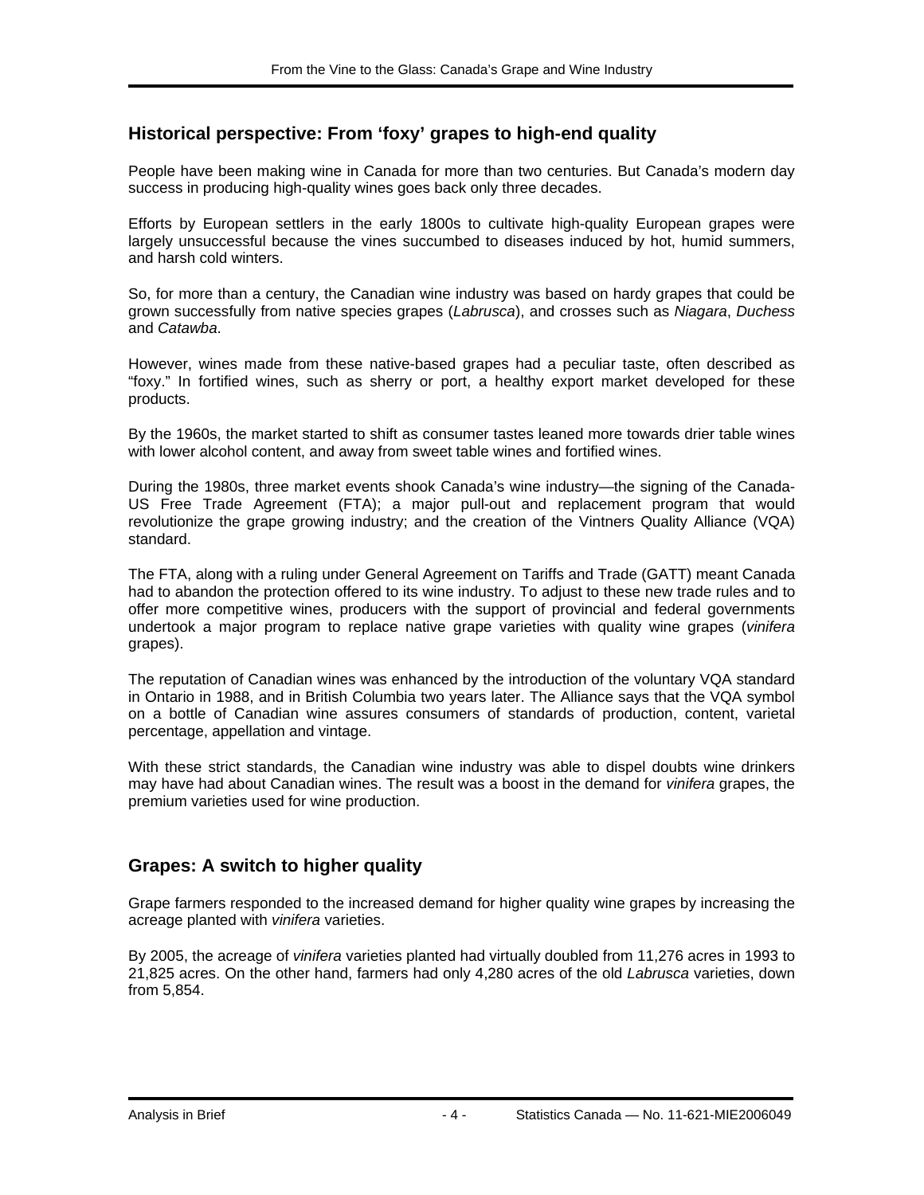## Historical perspective: From 'foxy' grapes to high-end quality

People have been making wine in Canada for more than two centuries. But Canada's modern day success in producing high-quality wines goes back only three decades.

Efforts by European settlers in the early 1800s to cultivate high-quality European grapes were largely unsuccessful because the vines succumbed to diseases induced by hot, humid summers, and harsh cold winters.

So, for more than a century, the Canadian wine industry was based on hardy grapes that could be grown successfully from native species grapes (*Labrusca*), and crosses such as *Niagara*, *Duchess* and *Catawba*.

However, wines made from these native-based grapes had a peculiar taste, often described as "foxy." In fortified wines, such as sherry or port, a healthy export market developed for these products.

By the 1960s, the market started to shift as consumer tastes leaned more towards drier table wines with lower alcohol content, and away from sweet table wines and fortified wines.

During the 1980s, three market events shook Canada's wine industry—the signing of the Canada-US Free Trade Agreement (FTA); a major pull-out and replacement program that would revolutionize the grape growing industry; and the creation of the Vintners Quality Alliance (VQA) standard.

The FTA, along with a ruling under General Agreement on Tariffs and Trade (GATT) meant Canada had to abandon the protection offered to its wine industry. To adjust to these new trade rules and to offer more competitive wines, producers with the support of provincial and federal governments undertook a major program to replace native grape varieties with quality wine grapes (*vinifera* grapes).

The reputation of Canadian wines was enhanced by the introduction of the voluntary VQA standard in Ontario in 1988, and in British Columbia two years later. The Alliance says that the VQA symbol on a bottle of Canadian wine assures consumers of standards of production, content, varietal percentage, appellation and vintage.

With these strict standards, the Canadian wine industry was able to dispel doubts wine drinkers may have had about Canadian wines. The result was a boost in the demand for *vinifera* grapes, the premium varieties used for wine production.

## Grapes: A switch to higher quality

Grape farmers responded to the increased demand for higher quality wine grapes by increasing the acreage planted with *vinifera* varieties.

By 2005, the acreage of *vinifera* varieties planted had virtually doubled from 11,276 acres in 1993 to 21,825 acres. On the other hand, farmers had only 4,280 acres of the old *Labrusca* varieties, down from 5,854.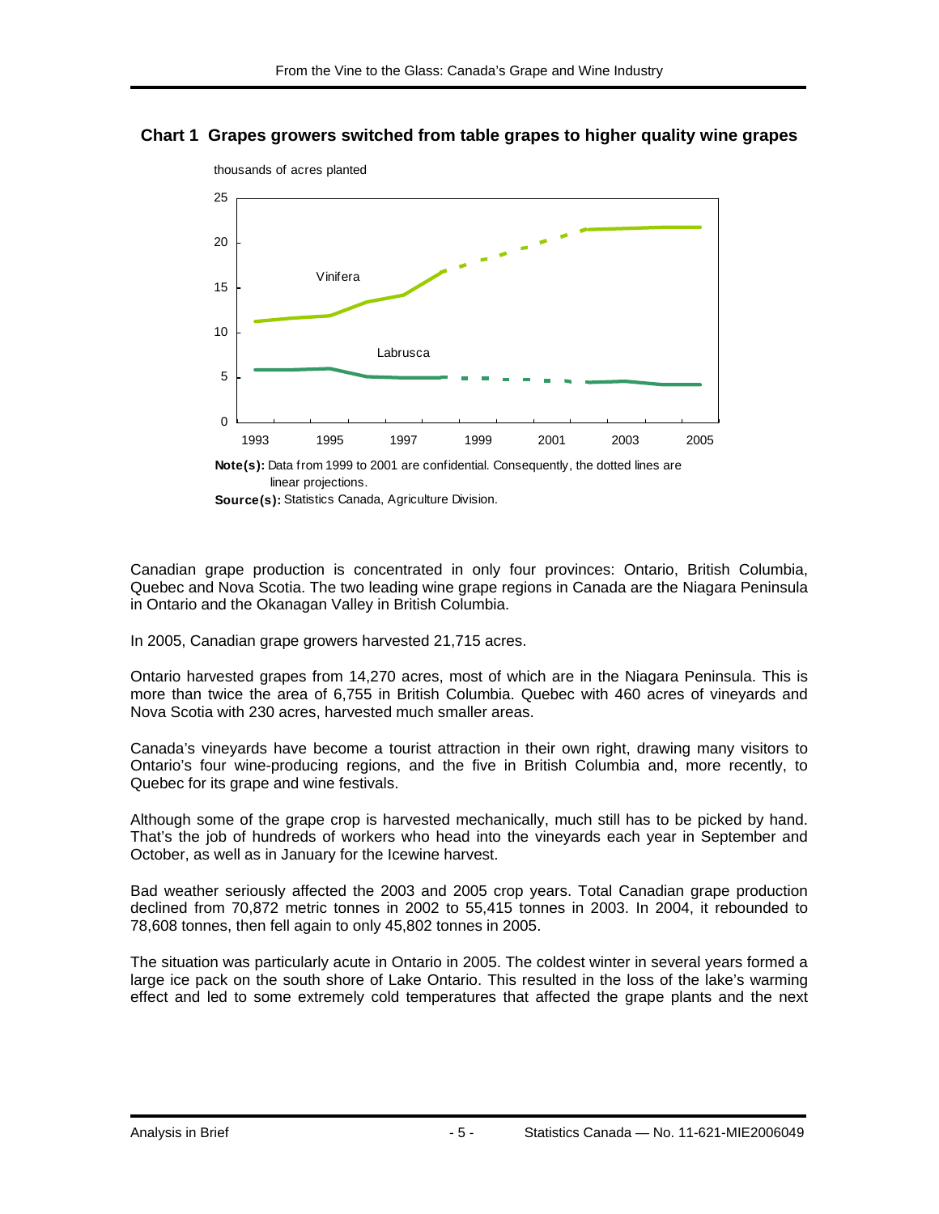**Chart 1 Grapes growers switched from table grapes to higher quality wine grapes**

thousands of acres planted

**Note(s):** Data from 1999 to 2001 are confidential. Consequently, the dotted lines are linear projections.

**Source(s):** Statistics Canada, Agriculture Division.

Canadian grape production is concentrated in only four provinces: Ontario, British Columbia, Quebec and Nova Scotia. The two leading wine grape regions in Canada are the Niagara Peninsula in Ontario and the Okanagan Valley in British Columbia.

In 2005, Canadian grape growers harvested 21,715 acres.

Ontario harvested grapes from 14,270 acres, most of which are in the Niagara Peninsula. This is more than twice the area of 6,755 in British Columbia. Quebec with 460 acres of vineyards and Nova Scotia with 230 acres, harvested much smaller areas.

Canada's vineyards have become a tourist attraction in their own right, drawing many visitors to Ontario's four wine-producing regions, and the five in British Columbia and, more recently, to Quebec for its grape and wine festivals.

Although some of the grape crop is harvested mechanically, much still has to be picked by hand. That's the job of hundreds of workers who head into the vineyards each year in September and October, as well as in January for the Icewine harvest.

Bad weather seriously affected the 2003 and 2005 crop years. Total Canadian grape production declined from 70,872 metric tonnes in 2002 to 55,415 tonnes in 2003. In 2004, it rebounded to 78,608 tonnes, then fell again to only 45,802 tonnes in 2005.

The situation was particularly acute in Ontario in 2005. The coldest winter in several years formed a large ice pack on the south shore of Lake Ontario. This resulted in the loss of the lake's warming effect and led to some extremely cold temperatures that affected the grape plants and the next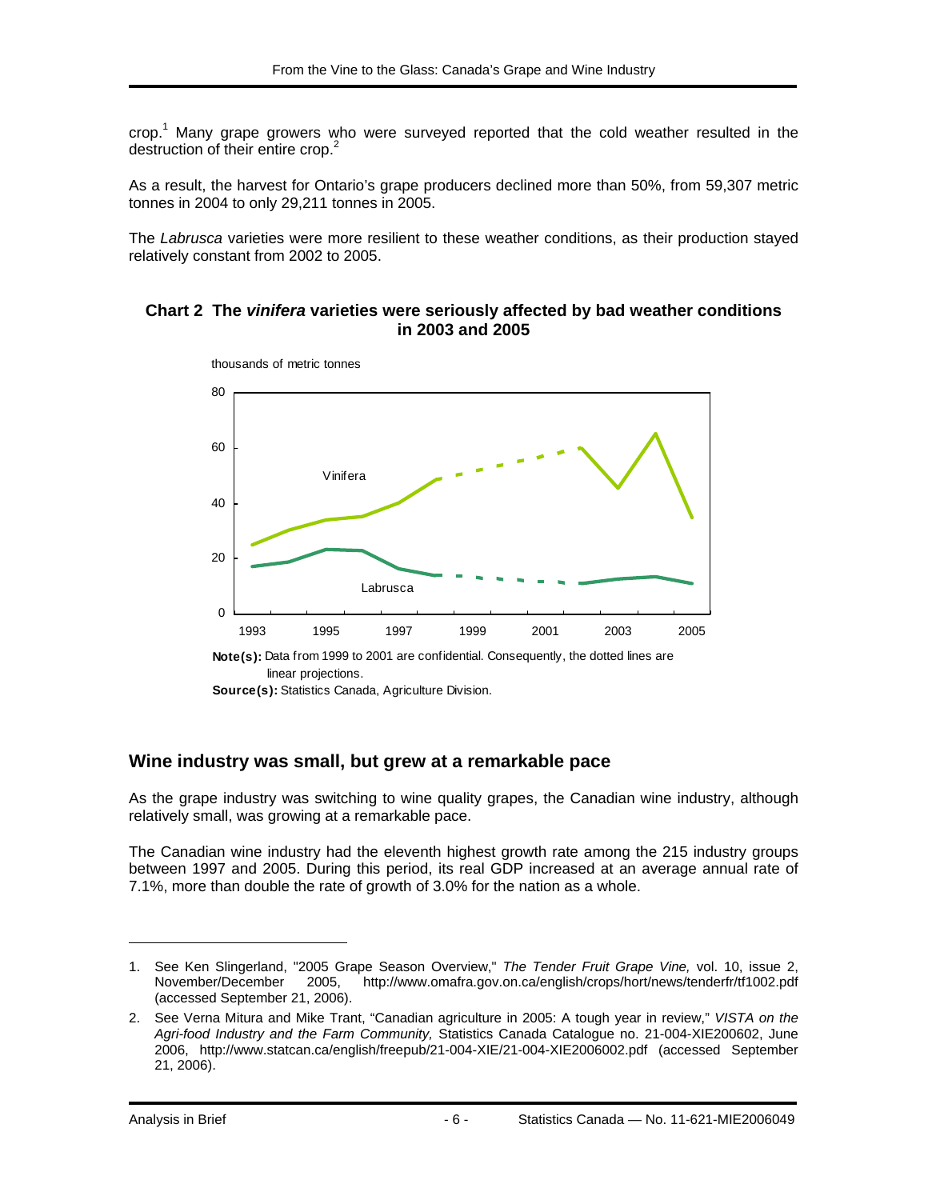crop.[1] Many grape growers who were surveyed reported that the cold weather resulted in the destruction of their entire crop.[2]

As a result, the harvest for Ontario's grape producers declined more than 50%, from 59,307 metric tonnes in 2004 to only 29,211 tonnes in 2005.

The *Labrusca* varieties were more resilient to these weather conditions, as their production stayed relatively constant from 2002 to 2005.

**Chart 2 The *vinifera* varieties were seriously affected by bad weather conditions in 2003 and 2005**

thousands of metric tonnes

**Note(s):** Data from 1999 to 2001 are confidential. Consequently, the dotted lines are linear projections.
**Source(s):** Statistics Canada, Agriculture Division.

## Wine industry was small, but grew at a remarkable pace

As the grape industry was switching to wine quality grapes, the Canadian wine industry, although relatively small, was growing at a remarkable pace.

The Canadian wine industry had the eleventh highest growth rate among the 215 industry groups between 1997 and 2005. During this period, its real GDP increased at an average annual rate of 7.1%, more than double the rate of growth of 3.0% for the nation as a whole.

---

1. See Ken Slingerland, "2005 Grape Season Overview," *The Tender Fruit Grape Vine,* vol. 10, issue 2, November/December 2005, http://www.omafra.gov.on.ca/english/crops/hort/news/tenderfr/tf1002.pdf (accessed September 21, 2006).

2. See Verna Mitura and Mike Trant, "Canadian agriculture in 2005: A tough year in review," *VISTA on the Agri-food Industry and the Farm Community,* Statistics Canada Catalogue no. 21-004-XIE200602, June 2006, http://www.statcan.ca/english/freepub/21-004-XIE/21-004-XIE2006002.pdf (accessed September 21, 2006).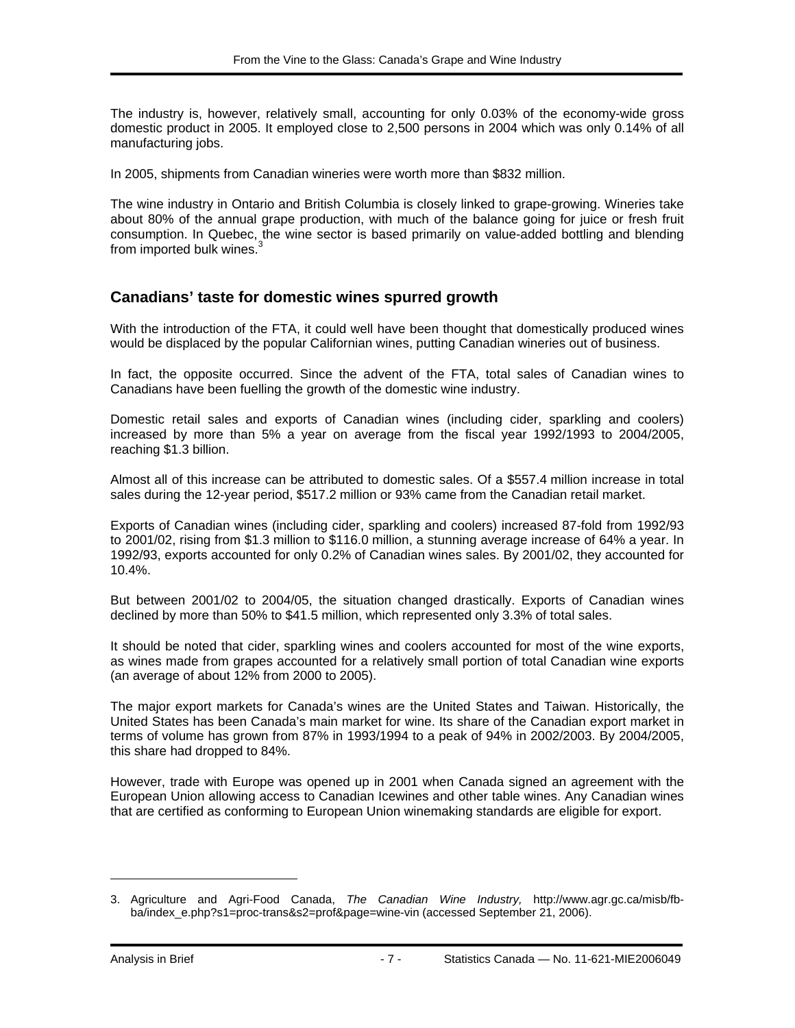The industry is, however, relatively small, accounting for only 0.03% of the economy-wide gross domestic product in 2005. It employed close to 2,500 persons in 2004 which was only 0.14% of all manufacturing jobs.

In 2005, shipments from Canadian wineries were worth more than $832 million.

The wine industry in Ontario and British Columbia is closely linked to grape-growing. Wineries take about 80% of the annual grape production, with much of the balance going for juice or fresh fruit consumption. In Quebec, the wine sector is based primarily on value-added bottling and blending from imported bulk wines.[3]

## Canadians' taste for domestic wines spurred growth

With the introduction of the FTA, it could well have been thought that domestically produced wines would be displaced by the popular Californian wines, putting Canadian wineries out of business.

In fact, the opposite occurred. Since the advent of the FTA, total sales of Canadian wines to Canadians have been fuelling the growth of the domestic wine industry.

Domestic retail sales and exports of Canadian wines (including cider, sparkling and coolers) increased by more than 5% a year on average from the fiscal year 1992/1993 to 2004/2005, reaching $1.3 billion.

Almost all of this increase can be attributed to domestic sales. Of a $557.4 million increase in total sales during the 12-year period, $517.2 million or 93% came from the Canadian retail market.

Exports of Canadian wines (including cider, sparkling and coolers) increased 87-fold from 1992/93 to 2001/02, rising from $1.3 million to $116.0 million, a stunning average increase of 64% a year. In 1992/93, exports accounted for only 0.2% of Canadian wines sales. By 2001/02, they accounted for 10.4%.

But between 2001/02 to 2004/05, the situation changed drastically. Exports of Canadian wines declined by more than 50% to $41.5 million, which represented only 3.3% of total sales.

It should be noted that cider, sparkling wines and coolers accounted for most of the wine exports, as wines made from grapes accounted for a relatively small portion of total Canadian wine exports (an average of about 12% from 2000 to 2005).

The major export markets for Canada's wines are the United States and Taiwan. Historically, the United States has been Canada's main market for wine. Its share of the Canadian export market in terms of volume has grown from 87% in 1993/1994 to a peak of 94% in 2002/2003. By 2004/2005, this share had dropped to 84%.

However, trade with Europe was opened up in 2001 when Canada signed an agreement with the European Union allowing access to Canadian Icewines and other table wines. Any Canadian wines that are certified as conforming to European Union winemaking standards are eligible for export.

---

3. Agriculture and Agri-Food Canada, *The Canadian Wine Industry,* http://www.agr.gc.ca/misb/fb-ba/index_e.php?s1=proc-trans&s2=prof&page=wine-vin (accessed September 21, 2006).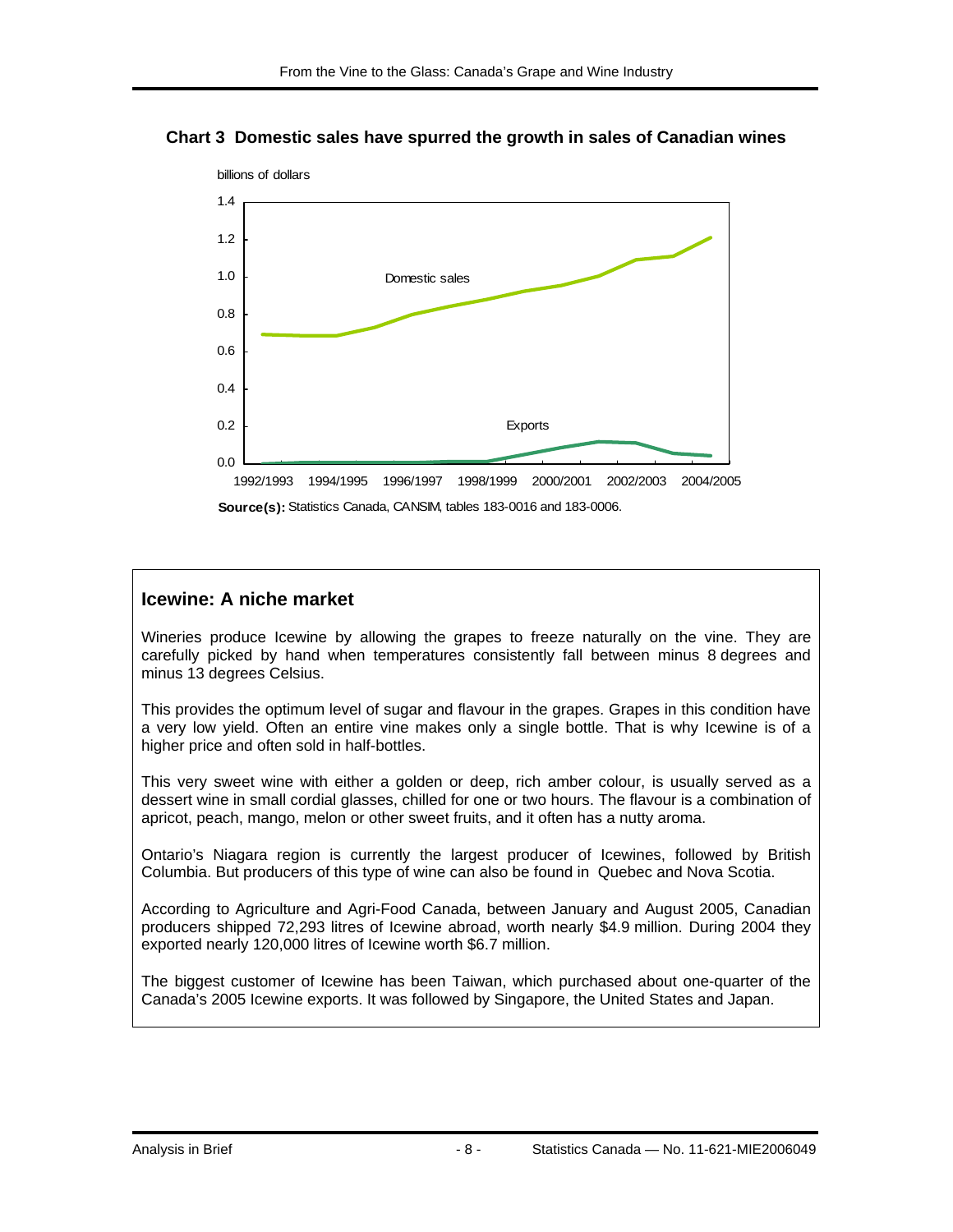**Chart 3 Domestic sales have spurred the growth in sales of Canadian wines**

billions of dollars

1.4
1.2
1.0
0.8
0.6
0.4
0.2
0.0

Domestic sales

Exports

1992/1993 1994/1995 1996/1997 1998/1999 2000/2001 2002/2003 2004/2005

**Source(s):** Statistics Canada, CANSIM, tables 183-0016 and 183-0006.

## Icewine: A niche market

Wineries produce Icewine by allowing the grapes to freeze naturally on the vine. They are carefully picked by hand when temperatures consistently fall between minus 8 degrees and minus 13 degrees Celsius.

This provides the optimum level of sugar and flavour in the grapes. Grapes in this condition have a very low yield. Often an entire vine makes only a single bottle. That is why Icewine is of a higher price and often sold in half-bottles.

This very sweet wine with either a golden or deep, rich amber colour, is usually served as a dessert wine in small cordial glasses, chilled for one or two hours. The flavour is a combination of apricot, peach, mango, melon or other sweet fruits, and it often has a nutty aroma.

Ontario's Niagara region is currently the largest producer of Icewines, followed by British Columbia. But producers of this type of wine can also be found in Quebec and Nova Scotia.

According to Agriculture and Agri-Food Canada, between January and August 2005, Canadian producers shipped 72,293 litres of Icewine abroad, worth nearly $4.9 million. During 2004 they exported nearly 120,000 litres of Icewine worth $6.7 million.

The biggest customer of Icewine has been Taiwan, which purchased about one-quarter of the Canada's 2005 Icewine exports. It was followed by Singapore, the United States and Japan.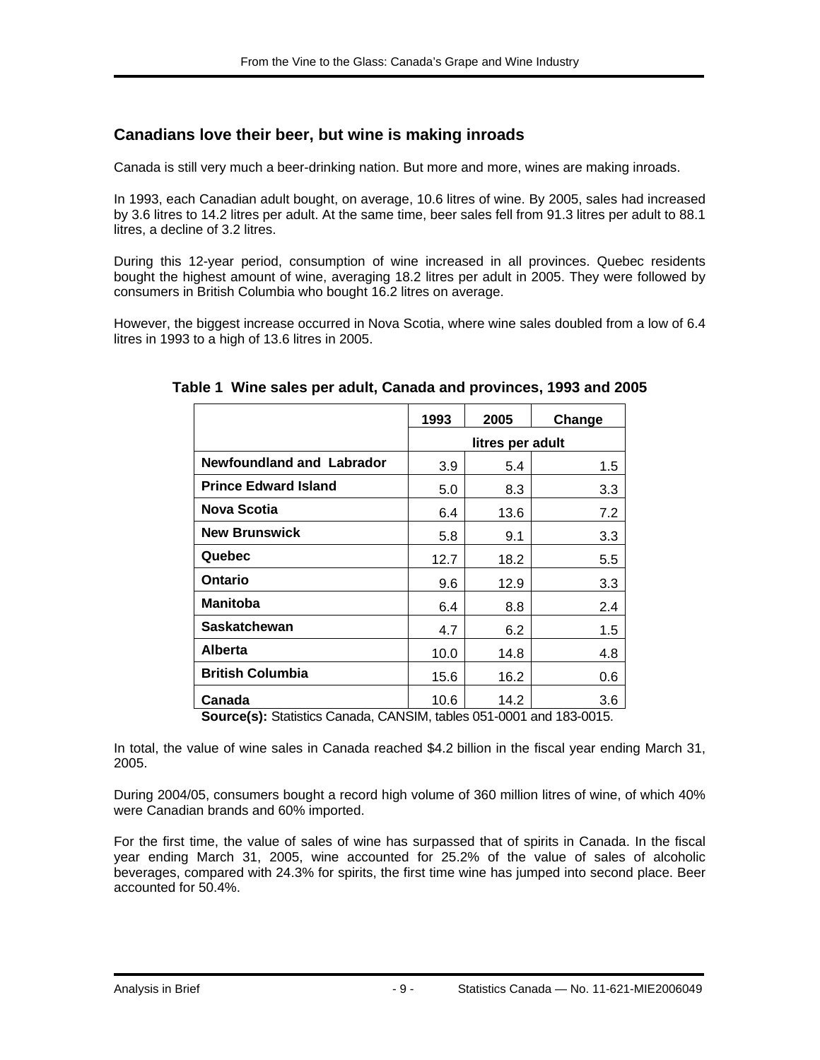## Canadians love their beer, but wine is making inroads

Canada is still very much a beer-drinking nation. But more and more, wines are making inroads.

In 1993, each Canadian adult bought, on average, 10.6 litres of wine. By 2005, sales had increased by 3.6 litres to 14.2 litres per adult. At the same time, beer sales fell from 91.3 litres per adult to 88.1 litres, a decline of 3.2 litres.

During this 12-year period, consumption of wine increased in all provinces. Quebec residents bought the highest amount of wine, averaging 18.2 litres per adult in 2005. They were followed by consumers in British Columbia who bought 16.2 litres on average.

However, the biggest increase occurred in Nova Scotia, where wine sales doubled from a low of 6.4 litres in 1993 to a high of 13.6 litres in 2005.

**Table 1 Wine sales per adult, Canada and provinces, 1993 and 2005**

| | 1993 | 2005 | Change |
|---|---|---|---|
| | litres per adult | | |
| **Newfoundland and Labrador** | 3.9 | 5.4 | 1.5 |
| **Prince Edward Island** | 5.0 | 8.3 | 3.3 |
| **Nova Scotia** | 6.4 | 13.6 | 7.2 |
| **New Brunswick** | 5.8 | 9.1 | 3.3 |
| **Quebec** | 12.7 | 18.2 | 5.5 |
| **Ontario** | 9.6 | 12.9 | 3.3 |
| **Manitoba** | 6.4 | 8.8 | 2.4 |
| **Saskatchewan** | 4.7 | 6.2 | 1.5 |
| **Alberta** | 10.0 | 14.8 | 4.8 |
| **British Columbia** | 15.6 | 16.2 | 0.6 |
| **Canada** | 10.6 | 14.2 | 3.6 |

**Source(s):** Statistics Canada, CANSIM, tables 051-0001 and 183-0015.

In total, the value of wine sales in Canada reached $4.2 billion in the fiscal year ending March 31, 2005.

During 2004/05, consumers bought a record high volume of 360 million litres of wine, of which 40% were Canadian brands and 60% imported.

For the first time, the value of sales of wine has surpassed that of spirits in Canada. In the fiscal year ending March 31, 2005, wine accounted for 25.2% of the value of sales of alcoholic beverages, compared with 24.3% for spirits, the first time wine has jumped into second place. Beer accounted for 50.4%.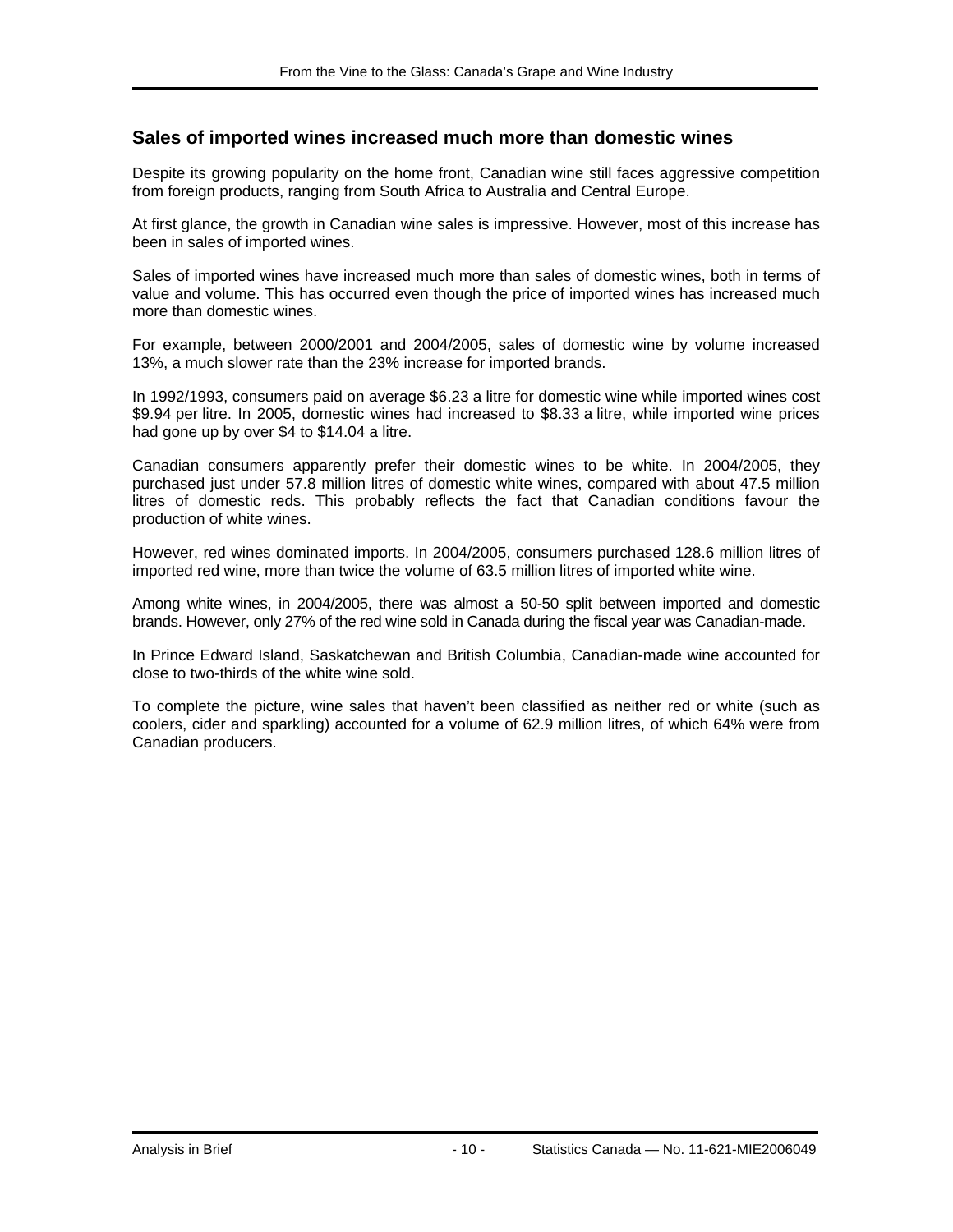## Sales of imported wines increased much more than domestic wines

Despite its growing popularity on the home front, Canadian wine still faces aggressive competition from foreign products, ranging from South Africa to Australia and Central Europe.

At first glance, the growth in Canadian wine sales is impressive. However, most of this increase has been in sales of imported wines.

Sales of imported wines have increased much more than sales of domestic wines, both in terms of value and volume. This has occurred even though the price of imported wines has increased much more than domestic wines.

For example, between 2000/2001 and 2004/2005, sales of domestic wine by volume increased 13%, a much slower rate than the 23% increase for imported brands.

In 1992/1993, consumers paid on average $6.23 a litre for domestic wine while imported wines cost $9.94 per litre. In 2005, domestic wines had increased to $8.33 a litre, while imported wine prices had gone up by over $4 to $14.04 a litre.

Canadian consumers apparently prefer their domestic wines to be white. In 2004/2005, they purchased just under 57.8 million litres of domestic white wines, compared with about 47.5 million litres of domestic reds. This probably reflects the fact that Canadian conditions favour the production of white wines.

However, red wines dominated imports. In 2004/2005, consumers purchased 128.6 million litres of imported red wine, more than twice the volume of 63.5 million litres of imported white wine.

Among white wines, in 2004/2005, there was almost a 50-50 split between imported and domestic brands. However, only 27% of the red wine sold in Canada during the fiscal year was Canadian-made.

In Prince Edward Island, Saskatchewan and British Columbia, Canadian-made wine accounted for close to two-thirds of the white wine sold.

To complete the picture, wine sales that haven't been classified as neither red or white (such as coolers, cider and sparkling) accounted for a volume of 62.9 million litres, of which 64% were from Canadian producers.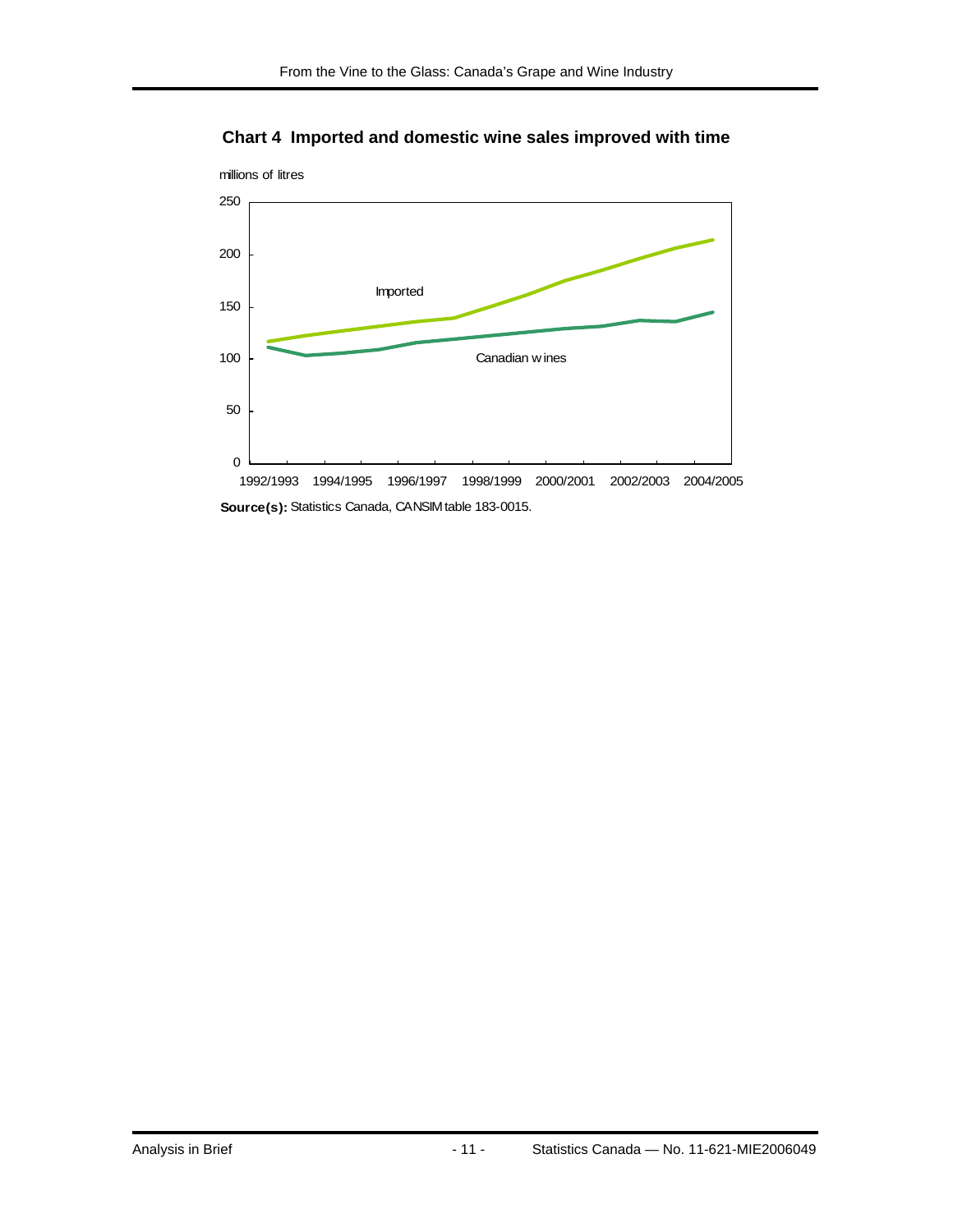**Chart 4 Imported and domestic wine sales improved with time**

millions of litres

250

200

150

100

50

0

Imported

Canadian wines

1992/1993 1994/1995 1996/1997 1998/1999 2000/2001 2002/2003 2004/2005

**Source(s):** Statistics Canada, CANSIM table 183-0015.